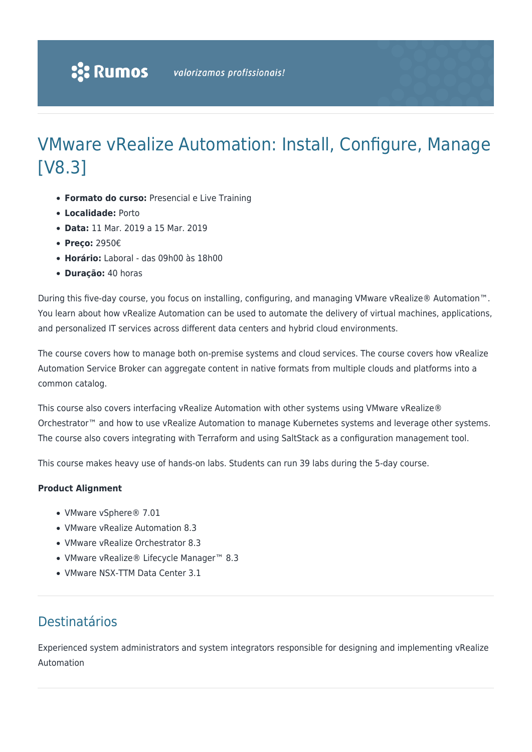# VMware vRealize Automation: Install, Configure, Manage [V8.3]

- **Formato do curso:** Presencial e Live Training
- **Localidade:** Porto
- **Data:** 11 Mar. 2019 a 15 Mar. 2019
- **Preço:** 2950€
- **Horário:** Laboral - das 09h00 às 18h00
- **Duração:** 40 horas

During this five-day course, you focus on installing, configuring, and managing VMware vRealize® Automation™. You learn about how vRealize Automation can be used to automate the delivery of virtual machines, applications, and personalized IT services across different data centers and hybrid cloud environments.

The course covers how to manage both on-premise systems and cloud services. The course covers how vRealize Automation Service Broker can aggregate content in native formats from multiple clouds and platforms into a common catalog.

This course also covers interfacing vRealize Automation with other systems using VMware vRealize® Orchestrator™ and how to use vRealize Automation to manage Kubernetes systems and leverage other systems. The course also covers integrating with Terraform and using SaltStack as a configuration management tool.

This course makes heavy use of hands-on labs. Students can run 39 labs during the 5-day course.

**Product Alignment**

- VMware vSphere® 7.01
- VMware vRealize Automation 8.3
- VMware vRealize Orchestrator 8.3
- VMware vRealize® Lifecycle Manager™ 8.3
- VMware NSX-TTM Data Center 3.1

## Destinatários

Experienced system administrators and system integrators responsible for designing and implementing vRealize Automation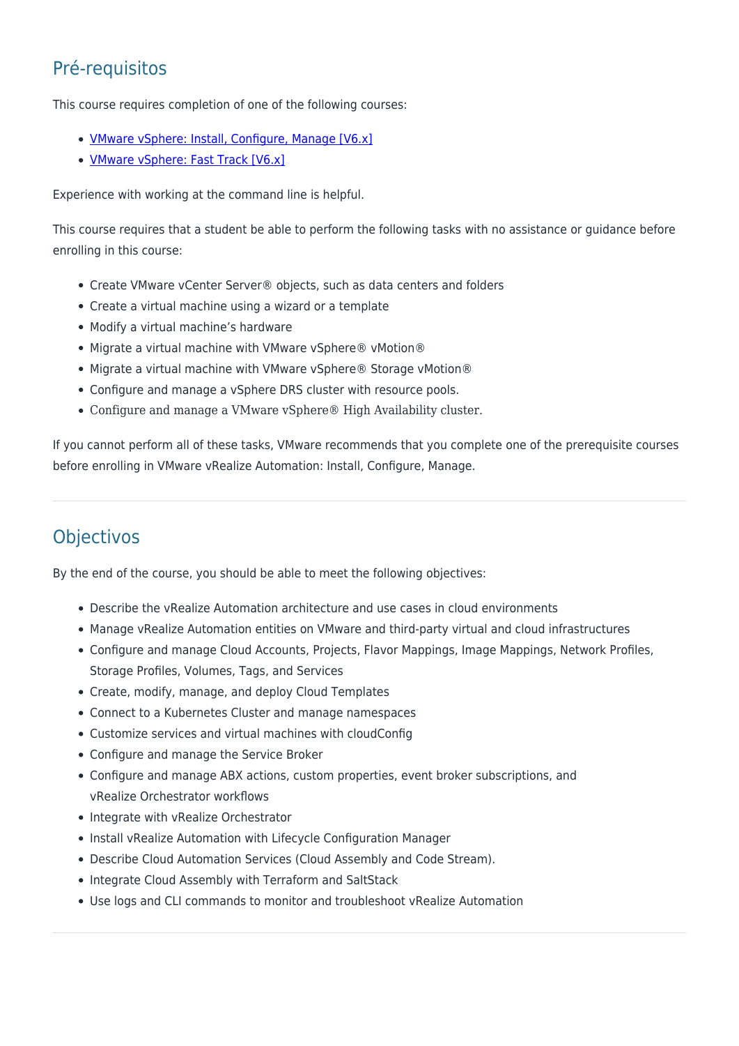## Pré-requisitos

This course requires completion of one of the following courses:

- [VMware vSphere: Install, Configure, Manage [V6.x]]
- [VMware vSphere: Fast Track [V6.x]]

Experience with working at the command line is helpful.

This course requires that a student be able to perform the following tasks with no assistance or guidance before enrolling in this course:

- Create VMware vCenter Server® objects, such as data centers and folders
- Create a virtual machine using a wizard or a template
- Modify a virtual machine's hardware
- Migrate a virtual machine with VMware vSphere® vMotion®
- Migrate a virtual machine with VMware vSphere® Storage vMotion®
- Configure and manage a vSphere DRS cluster with resource pools.
- Configure and manage a VMware vSphere® High Availability cluster.

If you cannot perform all of these tasks, VMware recommends that you complete one of the prerequisite courses before enrolling in VMware vRealize Automation: Install, Configure, Manage.

## Objectivos

By the end of the course, you should be able to meet the following objectives:

- Describe the vRealize Automation architecture and use cases in cloud environments
- Manage vRealize Automation entities on VMware and third-party virtual and cloud infrastructures
- Configure and manage Cloud Accounts, Projects, Flavor Mappings, Image Mappings, Network Profiles, Storage Profiles, Volumes, Tags, and Services
- Create, modify, manage, and deploy Cloud Templates
- Connect to a Kubernetes Cluster and manage namespaces
- Customize services and virtual machines with cloudConfig
- Configure and manage the Service Broker
- Configure and manage ABX actions, custom properties, event broker subscriptions, and vRealize Orchestrator workflows
- Integrate with vRealize Orchestrator
- Install vRealize Automation with Lifecycle Configuration Manager
- Describe Cloud Automation Services (Cloud Assembly and Code Stream).
- Integrate Cloud Assembly with Terraform and SaltStack
- Use logs and CLI commands to monitor and troubleshoot vRealize Automation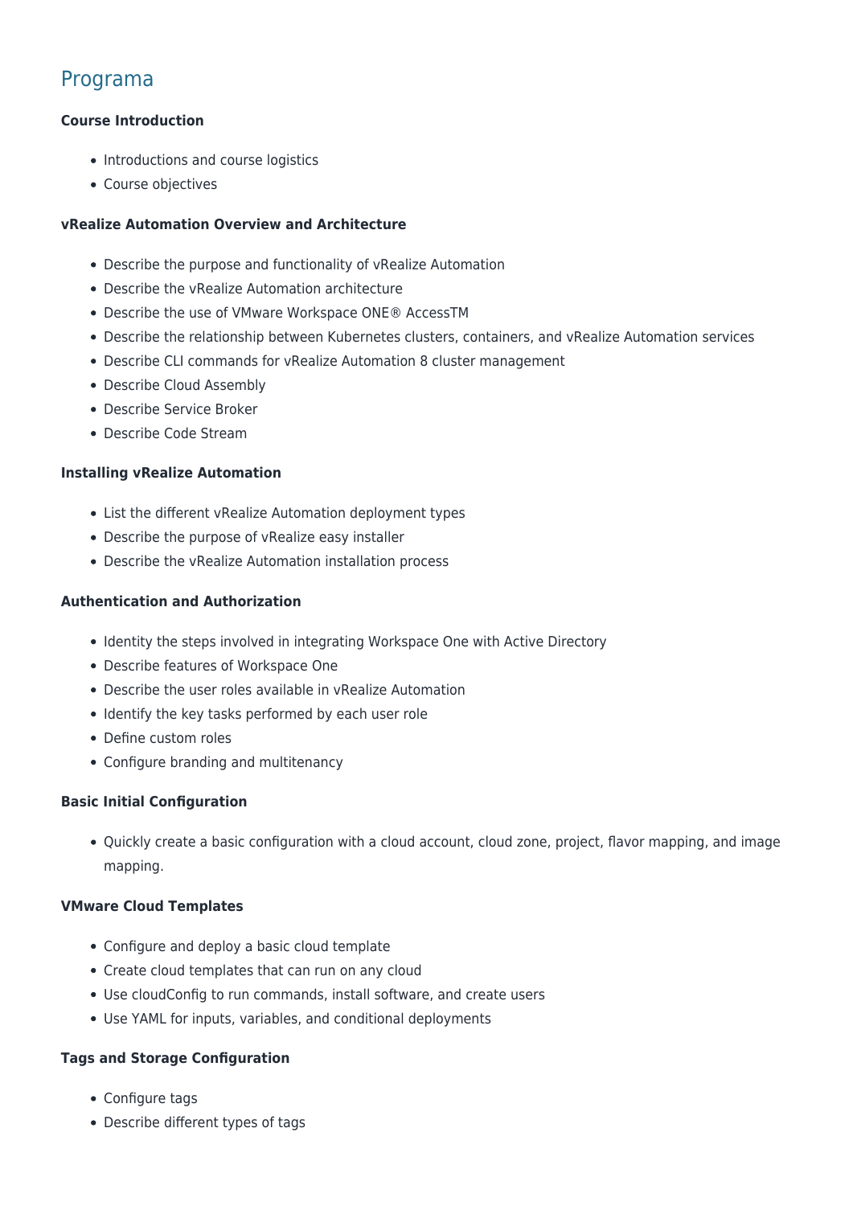## Programa

### Course Introduction

- Introductions and course logistics
- Course objectives

### vRealize Automation Overview and Architecture

- Describe the purpose and functionality of vRealize Automation
- Describe the vRealize Automation architecture
- Describe the use of VMware Workspace ONE® AccessTM
- Describe the relationship between Kubernetes clusters, containers, and vRealize Automation services
- Describe CLI commands for vRealize Automation 8 cluster management
- Describe Cloud Assembly
- Describe Service Broker
- Describe Code Stream

### Installing vRealize Automation

- List the different vRealize Automation deployment types
- Describe the purpose of vRealize easy installer
- Describe the vRealize Automation installation process

### Authentication and Authorization

- Identity the steps involved in integrating Workspace One with Active Directory
- Describe features of Workspace One
- Describe the user roles available in vRealize Automation
- Identify the key tasks performed by each user role
- Define custom roles
- Configure branding and multitenancy

### Basic Initial Configuration

- Quickly create a basic configuration with a cloud account, cloud zone, project, flavor mapping, and image mapping.

### VMware Cloud Templates

- Configure and deploy a basic cloud template
- Create cloud templates that can run on any cloud
- Use cloudConfig to run commands, install software, and create users
- Use YAML for inputs, variables, and conditional deployments

### Tags and Storage Configuration

- Configure tags
- Describe different types of tags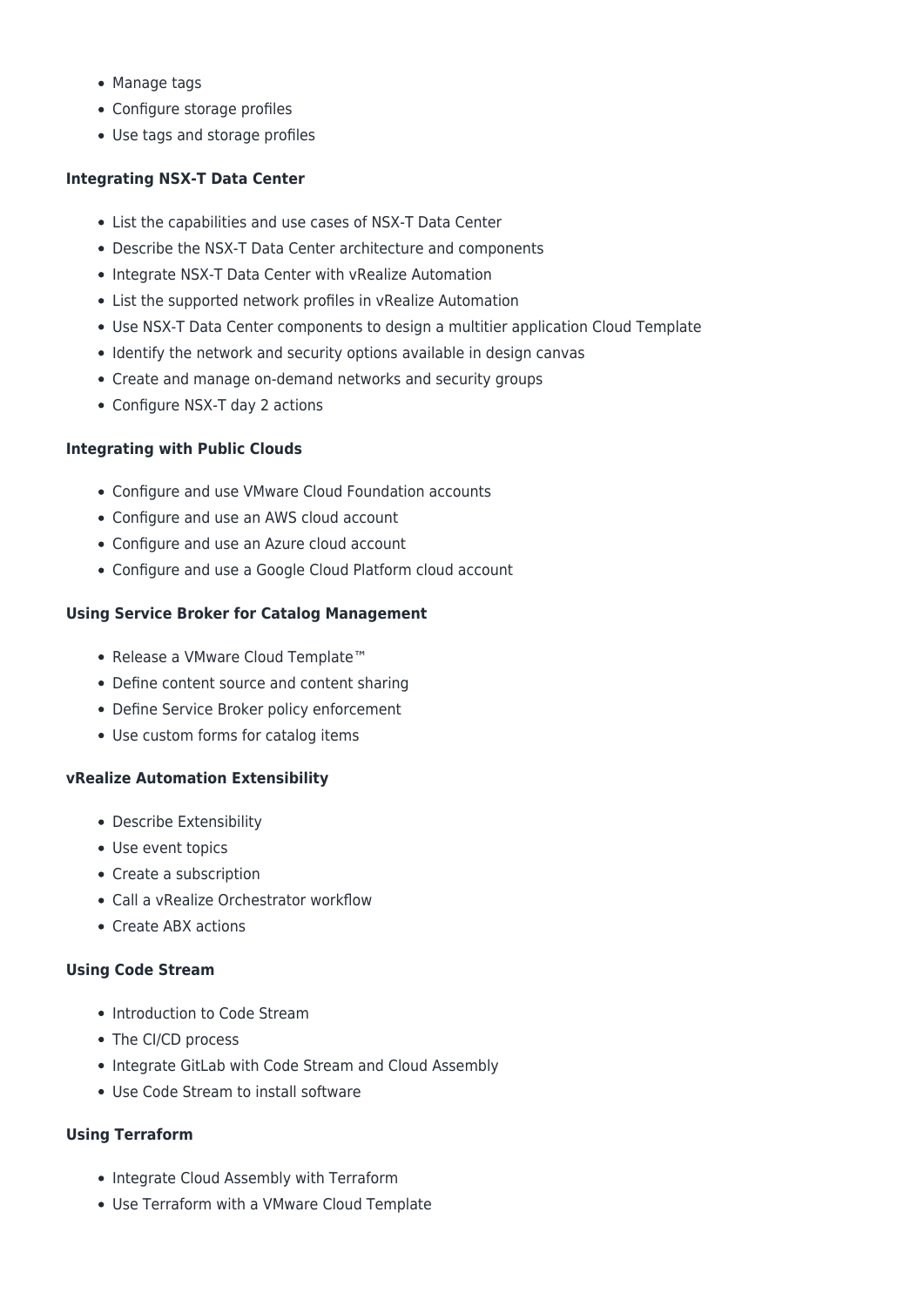- Manage tags
- Configure storage profiles
- Use tags and storage profiles

**Integrating NSX-T Data Center**

- List the capabilities and use cases of NSX-T Data Center
- Describe the NSX-T Data Center architecture and components
- Integrate NSX-T Data Center with vRealize Automation
- List the supported network profiles in vRealize Automation
- Use NSX-T Data Center components to design a multitier application Cloud Template
- Identify the network and security options available in design canvas
- Create and manage on-demand networks and security groups
- Configure NSX-T day 2 actions

**Integrating with Public Clouds**

- Configure and use VMware Cloud Foundation accounts
- Configure and use an AWS cloud account
- Configure and use an Azure cloud account
- Configure and use a Google Cloud Platform cloud account

**Using Service Broker for Catalog Management**

- Release a VMware Cloud Template™
- Define content source and content sharing
- Define Service Broker policy enforcement
- Use custom forms for catalog items

**vRealize Automation Extensibility**

- Describe Extensibility
- Use event topics
- Create a subscription
- Call a vRealize Orchestrator workflow
- Create ABX actions

**Using Code Stream**

- Introduction to Code Stream
- The CI/CD process
- Integrate GitLab with Code Stream and Cloud Assembly
- Use Code Stream to install software

**Using Terraform**

- Integrate Cloud Assembly with Terraform
- Use Terraform with a VMware Cloud Template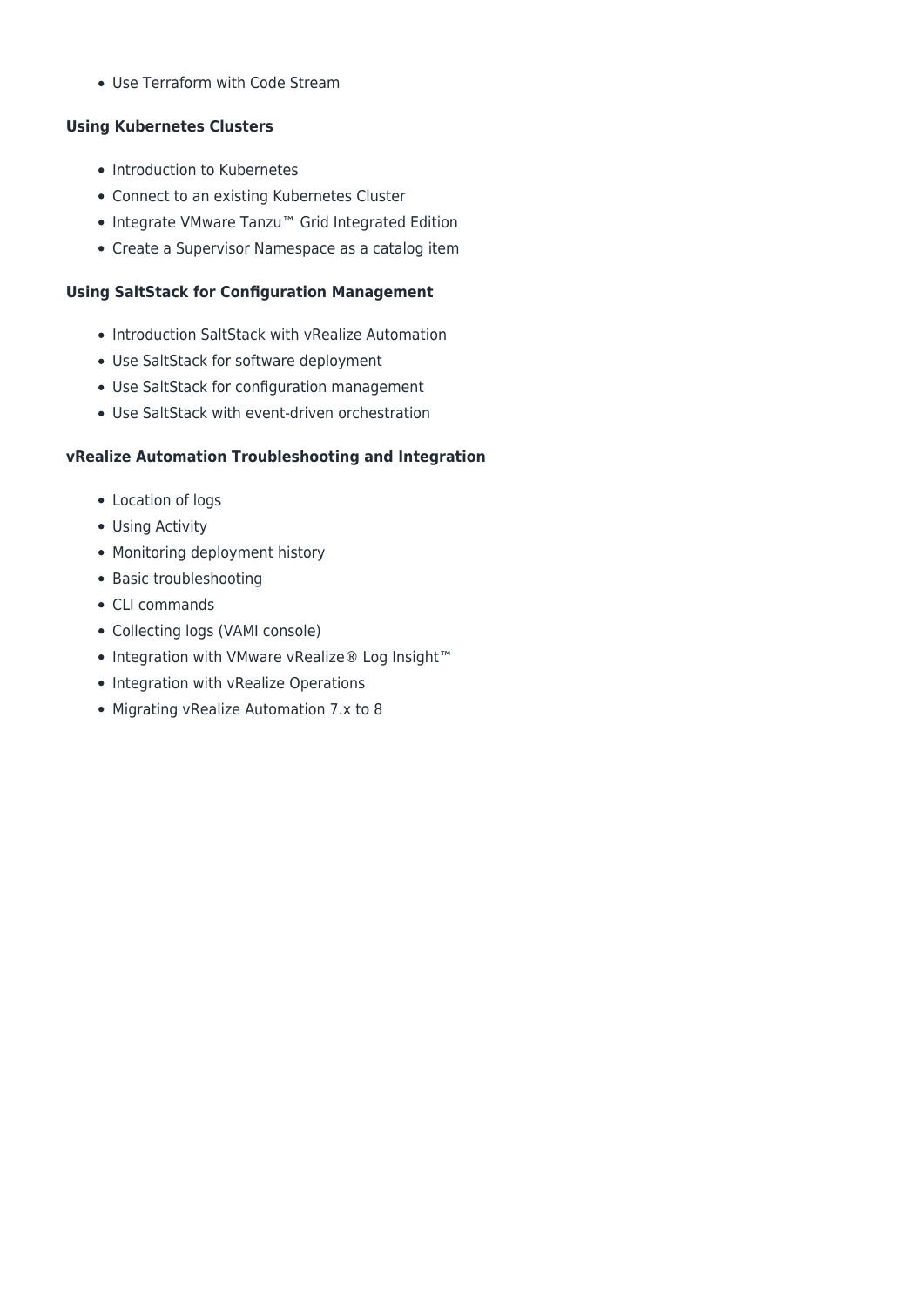- Use Terraform with Code Stream

**Using Kubernetes Clusters**

- Introduction to Kubernetes
- Connect to an existing Kubernetes Cluster
- Integrate VMware Tanzu™ Grid Integrated Edition
- Create a Supervisor Namespace as a catalog item

**Using SaltStack for Configuration Management**

- Introduction SaltStack with vRealize Automation
- Use SaltStack for software deployment
- Use SaltStack for configuration management
- Use SaltStack with event-driven orchestration

**vRealize Automation Troubleshooting and Integration**

- Location of logs
- Using Activity
- Monitoring deployment history
- Basic troubleshooting
- CLI commands
- Collecting logs (VAMI console)
- Integration with VMware vRealize® Log Insight™
- Integration with vRealize Operations
- Migrating vRealize Automation 7.x to 8